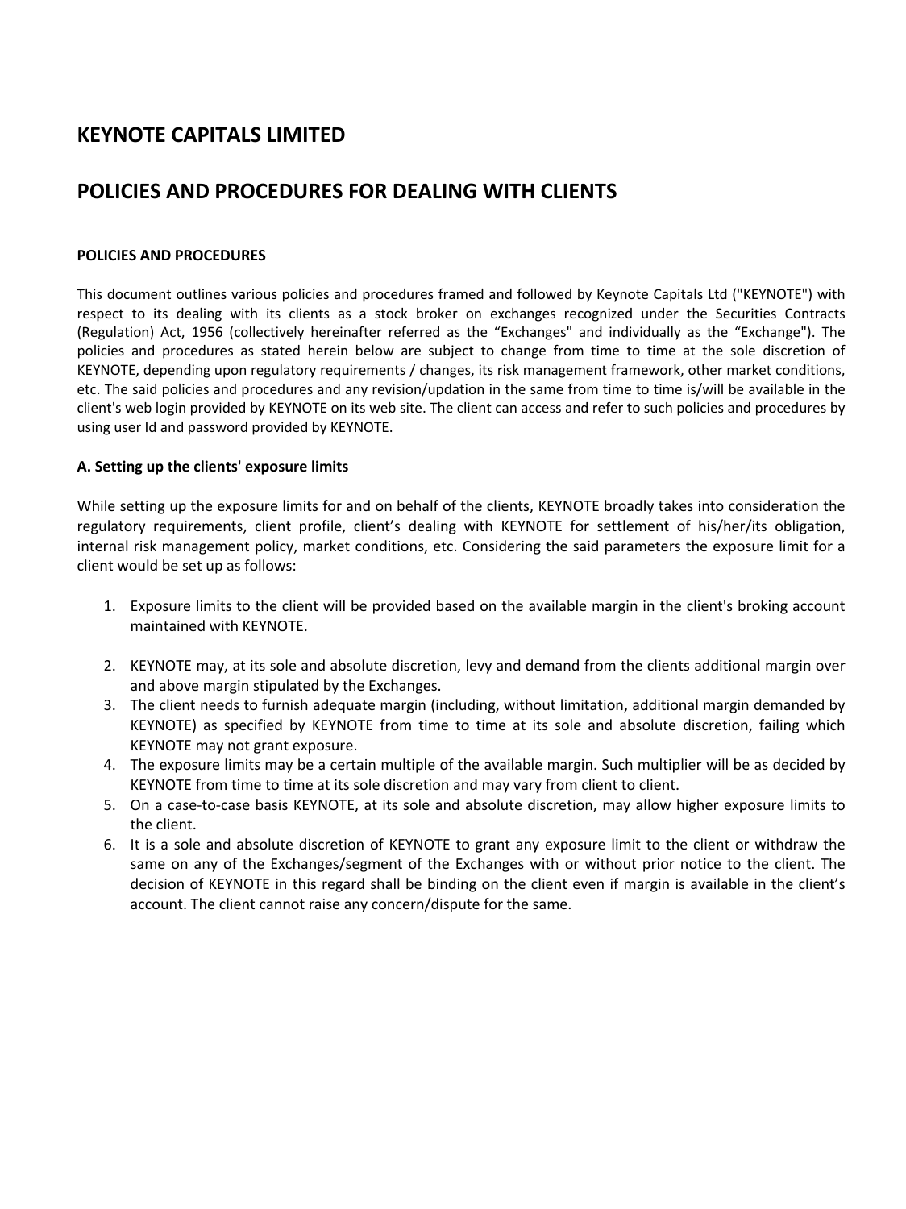# KEYNOTE CAPITALS LIMITED

# POLICIES AND PROCEDURES FOR DEALING WITH CLIENTS

### POLICIES AND PROCEDURES

This document outlines various policies and procedures framed and followed by Keynote Capitals Ltd ("KEYNOTE") with respect to its dealing with its clients as a stock broker on exchanges recognized under the Securities Contracts (Regulation) Act, 1956 (collectively hereinafter referred as the "Exchanges" and individually as the "Exchange"). The policies and procedures as stated herein below are subject to change from time to time at the sole discretion of KEYNOTE, depending upon regulatory requirements / changes, its risk management framework, other market conditions, etc. The said policies and procedures and any revision/updation in the same from time to time is/will be available in the client's web login provided by KEYNOTE on its web site. The client can access and refer to such policies and procedures by using user Id and password provided by KEYNOTE.

### A. Setting up the clients' exposure limits

While setting up the exposure limits for and on behalf of the clients, KEYNOTE broadly takes into consideration the regulatory requirements, client profile, client's dealing with KEYNOTE for settlement of his/her/its obligation, internal risk management policy, market conditions, etc. Considering the said parameters the exposure limit for a client would be set up as follows:

1. Exposure limits to the client will be provided based on the available margin in the client's broking account maintained with KEYNOTE.
2. KEYNOTE may, at its sole and absolute discretion, levy and demand from the clients additional margin over and above margin stipulated by the Exchanges.
3. The client needs to furnish adequate margin (including, without limitation, additional margin demanded by KEYNOTE) as specified by KEYNOTE from time to time at its sole and absolute discretion, failing which KEYNOTE may not grant exposure.
4. The exposure limits may be a certain multiple of the available margin. Such multiplier will be as decided by KEYNOTE from time to time at its sole discretion and may vary from client to client.
5. On a case-to-case basis KEYNOTE, at its sole and absolute discretion, may allow higher exposure limits to the client.
6. It is a sole and absolute discretion of KEYNOTE to grant any exposure limit to the client or withdraw the same on any of the Exchanges/segment of the Exchanges with or without prior notice to the client. The decision of KEYNOTE in this regard shall be binding on the client even if margin is available in the client's account. The client cannot raise any concern/dispute for the same.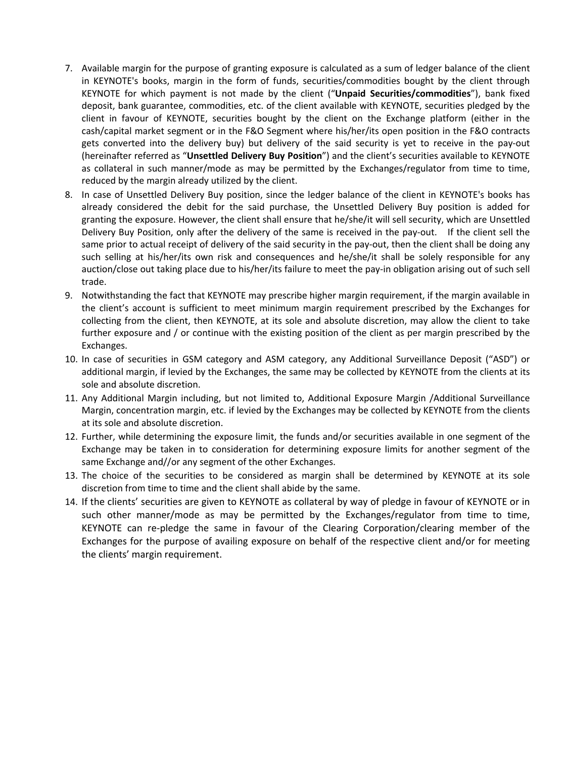7. Available margin for the purpose of granting exposure is calculated as a sum of ledger balance of the client in KEYNOTE's books, margin in the form of funds, securities/commodities bought by the client through KEYNOTE for which payment is not made by the client ("**Unpaid Securities/commodities**"), bank fixed deposit, bank guarantee, commodities, etc. of the client available with KEYNOTE, securities pledged by the client in favour of KEYNOTE, securities bought by the client on the Exchange platform (either in the cash/capital market segment or in the F&O Segment where his/her/its open position in the F&O contracts gets converted into the delivery buy) but delivery of the said security is yet to receive in the pay-out (hereinafter referred as "**Unsettled Delivery Buy Position**") and the client's securities available to KEYNOTE as collateral in such manner/mode as may be permitted by the Exchanges/regulator from time to time, reduced by the margin already utilized by the client.
8. In case of Unsettled Delivery Buy position, since the ledger balance of the client in KEYNOTE's books has already considered the debit for the said purchase, the Unsettled Delivery Buy position is added for granting the exposure. However, the client shall ensure that he/she/it will sell security, which are Unsettled Delivery Buy Position, only after the delivery of the same is received in the pay-out. If the client sell the same prior to actual receipt of delivery of the said security in the pay-out, then the client shall be doing any such selling at his/her/its own risk and consequences and he/she/it shall be solely responsible for any auction/close out taking place due to his/her/its failure to meet the pay-in obligation arising out of such sell trade.
9. Notwithstanding the fact that KEYNOTE may prescribe higher margin requirement, if the margin available in the client's account is sufficient to meet minimum margin requirement prescribed by the Exchanges for collecting from the client, then KEYNOTE, at its sole and absolute discretion, may allow the client to take further exposure and / or continue with the existing position of the client as per margin prescribed by the Exchanges.
10. In case of securities in GSM category and ASM category, any Additional Surveillance Deposit ("ASD") or additional margin, if levied by the Exchanges, the same may be collected by KEYNOTE from the clients at its sole and absolute discretion.
11. Any Additional Margin including, but not limited to, Additional Exposure Margin /Additional Surveillance Margin, concentration margin, etc. if levied by the Exchanges may be collected by KEYNOTE from the clients at its sole and absolute discretion.
12. Further, while determining the exposure limit, the funds and/or securities available in one segment of the Exchange may be taken in to consideration for determining exposure limits for another segment of the same Exchange and//or any segment of the other Exchanges.
13. The choice of the securities to be considered as margin shall be determined by KEYNOTE at its sole discretion from time to time and the client shall abide by the same.
14. If the clients' securities are given to KEYNOTE as collateral by way of pledge in favour of KEYNOTE or in such other manner/mode as may be permitted by the Exchanges/regulator from time to time, KEYNOTE can re-pledge the same in favour of the Clearing Corporation/clearing member of the Exchanges for the purpose of availing exposure on behalf of the respective client and/or for meeting the clients' margin requirement.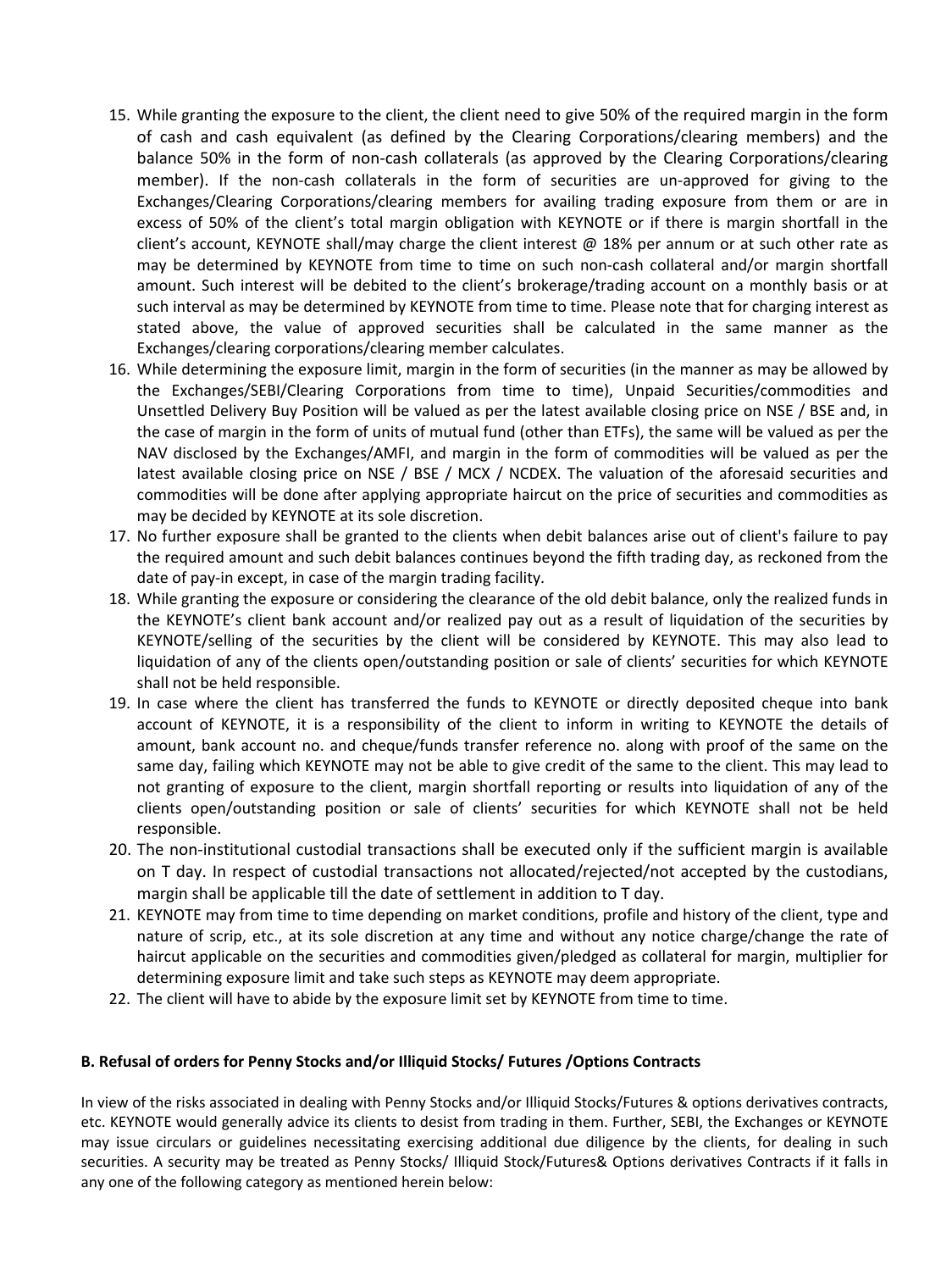15. While granting the exposure to the client, the client need to give 50% of the required margin in the form of cash and cash equivalent (as defined by the Clearing Corporations/clearing members) and the balance 50% in the form of non-cash collaterals (as approved by the Clearing Corporations/clearing member). If the non-cash collaterals in the form of securities are un-approved for giving to the Exchanges/Clearing Corporations/clearing members for availing trading exposure from them or are in excess of 50% of the client's total margin obligation with KEYNOTE or if there is margin shortfall in the client's account, KEYNOTE shall/may charge the client interest @ 18% per annum or at such other rate as may be determined by KEYNOTE from time to time on such non-cash collateral and/or margin shortfall amount. Such interest will be debited to the client's brokerage/trading account on a monthly basis or at such interval as may be determined by KEYNOTE from time to time. Please note that for charging interest as stated above, the value of approved securities shall be calculated in the same manner as the Exchanges/clearing corporations/clearing member calculates.
16. While determining the exposure limit, margin in the form of securities (in the manner as may be allowed by the Exchanges/SEBI/Clearing Corporations from time to time), Unpaid Securities/commodities and Unsettled Delivery Buy Position will be valued as per the latest available closing price on NSE / BSE and, in the case of margin in the form of units of mutual fund (other than ETFs), the same will be valued as per the NAV disclosed by the Exchanges/AMFI, and margin in the form of commodities will be valued as per the latest available closing price on NSE / BSE / MCX / NCDEX. The valuation of the aforesaid securities and commodities will be done after applying appropriate haircut on the price of securities and commodities as may be decided by KEYNOTE at its sole discretion.
17. No further exposure shall be granted to the clients when debit balances arise out of client's failure to pay the required amount and such debit balances continues beyond the fifth trading day, as reckoned from the date of pay-in except, in case of the margin trading facility.
18. While granting the exposure or considering the clearance of the old debit balance, only the realized funds in the KEYNOTE's client bank account and/or realized pay out as a result of liquidation of the securities by KEYNOTE/selling of the securities by the client will be considered by KEYNOTE. This may also lead to liquidation of any of the clients open/outstanding position or sale of clients' securities for which KEYNOTE shall not be held responsible.
19. In case where the client has transferred the funds to KEYNOTE or directly deposited cheque into bank account of KEYNOTE, it is a responsibility of the client to inform in writing to KEYNOTE the details of amount, bank account no. and cheque/funds transfer reference no. along with proof of the same on the same day, failing which KEYNOTE may not be able to give credit of the same to the client. This may lead to not granting of exposure to the client, margin shortfall reporting or results into liquidation of any of the clients open/outstanding position or sale of clients' securities for which KEYNOTE shall not be held responsible.
20. The non-institutional custodial transactions shall be executed only if the sufficient margin is available on T day. In respect of custodial transactions not allocated/rejected/not accepted by the custodians, margin shall be applicable till the date of settlement in addition to T day.
21. KEYNOTE may from time to time depending on market conditions, profile and history of the client, type and nature of scrip, etc., at its sole discretion at any time and without any notice charge/change the rate of haircut applicable on the securities and commodities given/pledged as collateral for margin, multiplier for determining exposure limit and take such steps as KEYNOTE may deem appropriate.
22. The client will have to abide by the exposure limit set by KEYNOTE from time to time.

**B. Refusal of orders for Penny Stocks and/or Illiquid Stocks/ Futures /Options Contracts**

In view of the risks associated in dealing with Penny Stocks and/or Illiquid Stocks/Futures & options derivatives contracts, etc. KEYNOTE would generally advice its clients to desist from trading in them. Further, SEBI, the Exchanges or KEYNOTE may issue circulars or guidelines necessitating exercising additional due diligence by the clients, for dealing in such securities. A security may be treated as Penny Stocks/ Illiquid Stock/Futures& Options derivatives Contracts if it falls in any one of the following category as mentioned herein below: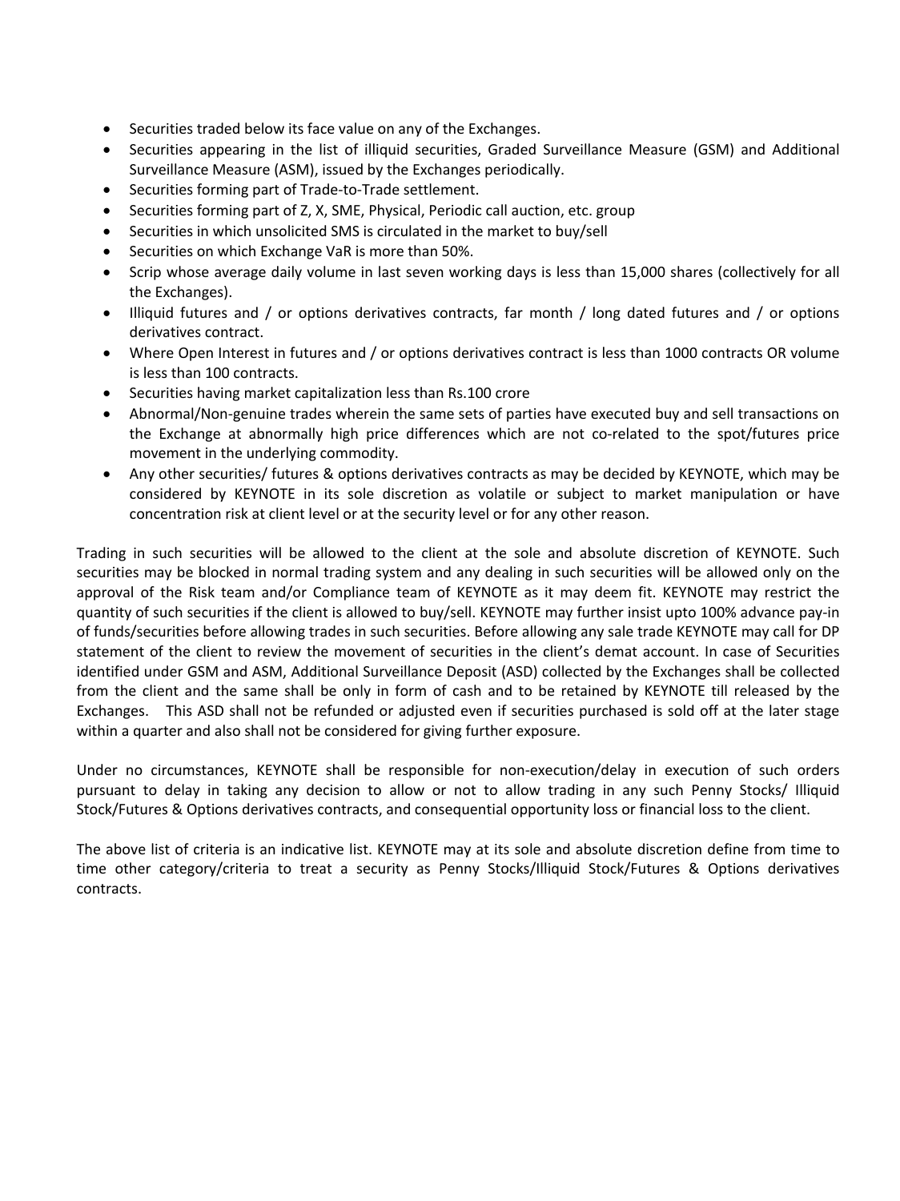- Securities traded below its face value on any of the Exchanges.
- Securities appearing in the list of illiquid securities, Graded Surveillance Measure (GSM) and Additional Surveillance Measure (ASM), issued by the Exchanges periodically.
- Securities forming part of Trade-to-Trade settlement.
- Securities forming part of Z, X, SME, Physical, Periodic call auction, etc. group
- Securities in which unsolicited SMS is circulated in the market to buy/sell
- Securities on which Exchange VaR is more than 50%.
- Scrip whose average daily volume in last seven working days is less than 15,000 shares (collectively for all the Exchanges).
- Illiquid futures and / or options derivatives contracts, far month / long dated futures and / or options derivatives contract.
- Where Open Interest in futures and / or options derivatives contract is less than 1000 contracts OR volume is less than 100 contracts.
- Securities having market capitalization less than Rs.100 crore
- Abnormal/Non-genuine trades wherein the same sets of parties have executed buy and sell transactions on the Exchange at abnormally high price differences which are not co-related to the spot/futures price movement in the underlying commodity.
- Any other securities/ futures & options derivatives contracts as may be decided by KEYNOTE, which may be considered by KEYNOTE in its sole discretion as volatile or subject to market manipulation or have concentration risk at client level or at the security level or for any other reason.

Trading in such securities will be allowed to the client at the sole and absolute discretion of KEYNOTE. Such securities may be blocked in normal trading system and any dealing in such securities will be allowed only on the approval of the Risk team and/or Compliance team of KEYNOTE as it may deem fit. KEYNOTE may restrict the quantity of such securities if the client is allowed to buy/sell. KEYNOTE may further insist upto 100% advance pay-in of funds/securities before allowing trades in such securities. Before allowing any sale trade KEYNOTE may call for DP statement of the client to review the movement of securities in the client's demat account. In case of Securities identified under GSM and ASM, Additional Surveillance Deposit (ASD) collected by the Exchanges shall be collected from the client and the same shall be only in form of cash and to be retained by KEYNOTE till released by the Exchanges. This ASD shall not be refunded or adjusted even if securities purchased is sold off at the later stage within a quarter and also shall not be considered for giving further exposure.

Under no circumstances, KEYNOTE shall be responsible for non-execution/delay in execution of such orders pursuant to delay in taking any decision to allow or not to allow trading in any such Penny Stocks/ Illiquid Stock/Futures & Options derivatives contracts, and consequential opportunity loss or financial loss to the client.

The above list of criteria is an indicative list. KEYNOTE may at its sole and absolute discretion define from time to time other category/criteria to treat a security as Penny Stocks/Illiquid Stock/Futures & Options derivatives contracts.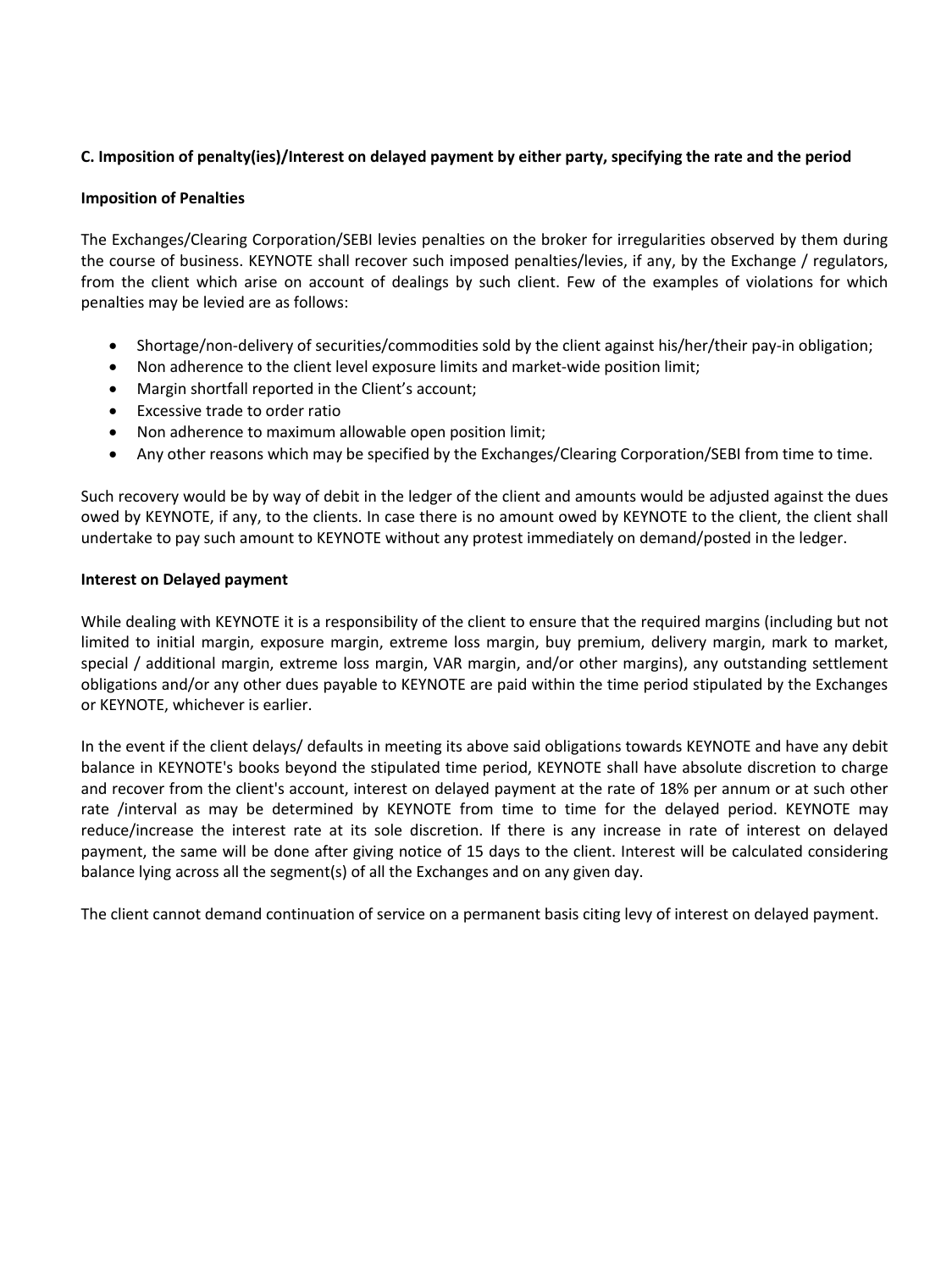### C. Imposition of penalty(ies)/Interest on delayed payment by either party, specifying the rate and the period

**Imposition of Penalties**

The Exchanges/Clearing Corporation/SEBI levies penalties on the broker for irregularities observed by them during the course of business. KEYNOTE shall recover such imposed penalties/levies, if any, by the Exchange / regulators, from the client which arise on account of dealings by such client. Few of the examples of violations for which penalties may be levied are as follows:

- Shortage/non-delivery of securities/commodities sold by the client against his/her/their pay-in obligation;
- Non adherence to the client level exposure limits and market-wide position limit;
- Margin shortfall reported in the Client's account;
- Excessive trade to order ratio
- Non adherence to maximum allowable open position limit;
- Any other reasons which may be specified by the Exchanges/Clearing Corporation/SEBI from time to time.

Such recovery would be by way of debit in the ledger of the client and amounts would be adjusted against the dues owed by KEYNOTE, if any, to the clients. In case there is no amount owed by KEYNOTE to the client, the client shall undertake to pay such amount to KEYNOTE without any protest immediately on demand/posted in the ledger.

**Interest on Delayed payment**

While dealing with KEYNOTE it is a responsibility of the client to ensure that the required margins (including but not limited to initial margin, exposure margin, extreme loss margin, buy premium, delivery margin, mark to market, special / additional margin, extreme loss margin, VAR margin, and/or other margins), any outstanding settlement obligations and/or any other dues payable to KEYNOTE are paid within the time period stipulated by the Exchanges or KEYNOTE, whichever is earlier.

In the event if the client delays/ defaults in meeting its above said obligations towards KEYNOTE and have any debit balance in KEYNOTE's books beyond the stipulated time period, KEYNOTE shall have absolute discretion to charge and recover from the client's account, interest on delayed payment at the rate of 18% per annum or at such other rate /interval as may be determined by KEYNOTE from time to time for the delayed period. KEYNOTE may reduce/increase the interest rate at its sole discretion. If there is any increase in rate of interest on delayed payment, the same will be done after giving notice of 15 days to the client. Interest will be calculated considering balance lying across all the segment(s) of all the Exchanges and on any given day.

The client cannot demand continuation of service on a permanent basis citing levy of interest on delayed payment.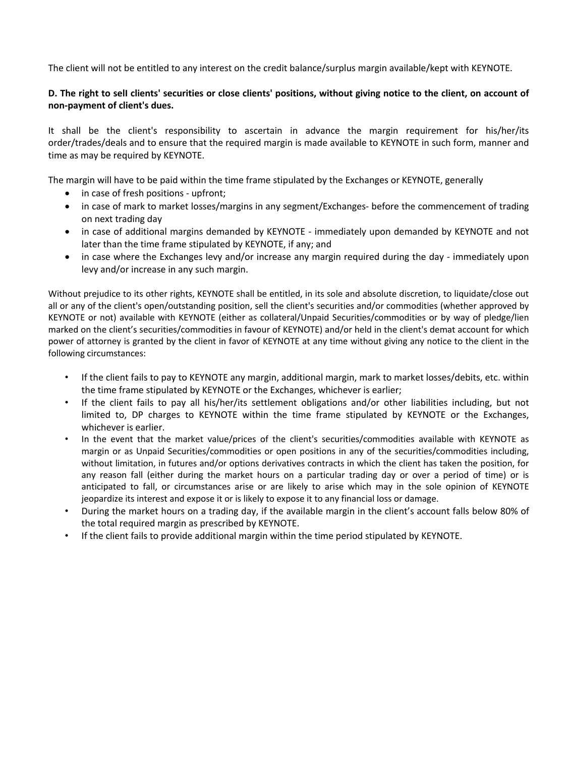The client will not be entitled to any interest on the credit balance/surplus margin available/kept with KEYNOTE.

**D. The right to sell clients' securities or close clients' positions, without giving notice to the client, on account of non-payment of client's dues.**

It shall be the client's responsibility to ascertain in advance the margin requirement for his/her/its order/trades/deals and to ensure that the required margin is made available to KEYNOTE in such form, manner and time as may be required by KEYNOTE.

The margin will have to be paid within the time frame stipulated by the Exchanges or KEYNOTE, generally

- in case of fresh positions - upfront;
- in case of mark to market losses/margins in any segment/Exchanges- before the commencement of trading on next trading day
- in case of additional margins demanded by KEYNOTE - immediately upon demanded by KEYNOTE and not later than the time frame stipulated by KEYNOTE, if any; and
- in case where the Exchanges levy and/or increase any margin required during the day - immediately upon levy and/or increase in any such margin.

Without prejudice to its other rights, KEYNOTE shall be entitled, in its sole and absolute discretion, to liquidate/close out all or any of the client's open/outstanding position, sell the client's securities and/or commodities (whether approved by KEYNOTE or not) available with KEYNOTE (either as collateral/Unpaid Securities/commodities or by way of pledge/lien marked on the client's securities/commodities in favour of KEYNOTE) and/or held in the client's demat account for which power of attorney is granted by the client in favor of KEYNOTE at any time without giving any notice to the client in the following circumstances:

- If the client fails to pay to KEYNOTE any margin, additional margin, mark to market losses/debits, etc. within the time frame stipulated by KEYNOTE or the Exchanges, whichever is earlier;
- If the client fails to pay all his/her/its settlement obligations and/or other liabilities including, but not limited to, DP charges to KEYNOTE within the time frame stipulated by KEYNOTE or the Exchanges, whichever is earlier.
- In the event that the market value/prices of the client's securities/commodities available with KEYNOTE as margin or as Unpaid Securities/commodities or open positions in any of the securities/commodities including, without limitation, in futures and/or options derivatives contracts in which the client has taken the position, for any reason fall (either during the market hours on a particular trading day or over a period of time) or is anticipated to fall, or circumstances arise or are likely to arise which may in the sole opinion of KEYNOTE jeopardize its interest and expose it or is likely to expose it to any financial loss or damage.
- During the market hours on a trading day, if the available margin in the client's account falls below 80% of the total required margin as prescribed by KEYNOTE.
- If the client fails to provide additional margin within the time period stipulated by KEYNOTE.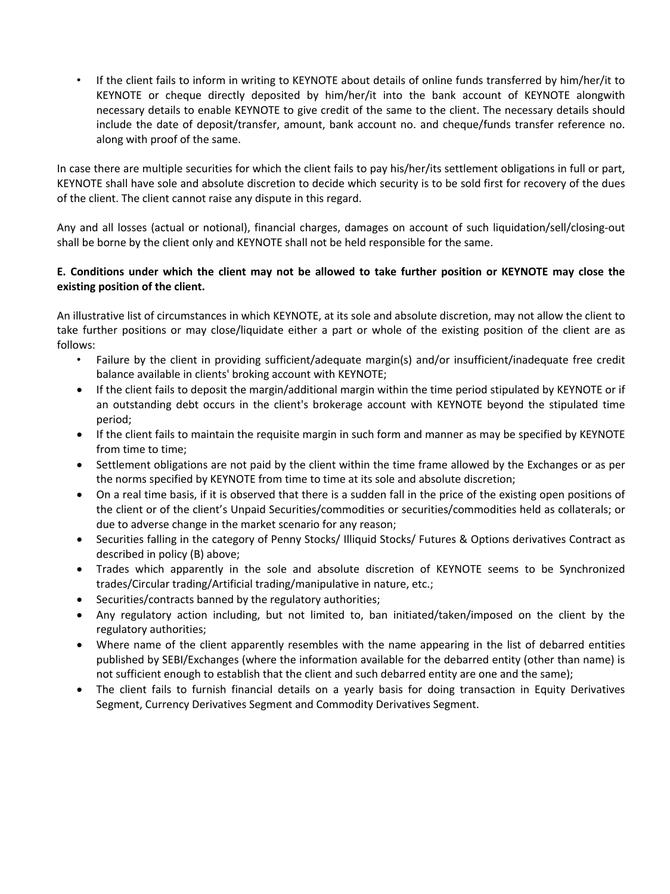- If the client fails to inform in writing to KEYNOTE about details of online funds transferred by him/her/it to KEYNOTE or cheque directly deposited by him/her/it into the bank account of KEYNOTE alongwith necessary details to enable KEYNOTE to give credit of the same to the client. The necessary details should include the date of deposit/transfer, amount, bank account no. and cheque/funds transfer reference no. along with proof of the same.

In case there are multiple securities for which the client fails to pay his/her/its settlement obligations in full or part, KEYNOTE shall have sole and absolute discretion to decide which security is to be sold first for recovery of the dues of the client. The client cannot raise any dispute in this regard.

Any and all losses (actual or notional), financial charges, damages on account of such liquidation/sell/closing-out shall be borne by the client only and KEYNOTE shall not be held responsible for the same.

**E. Conditions under which the client may not be allowed to take further position or KEYNOTE may close the existing position of the client.**

An illustrative list of circumstances in which KEYNOTE, at its sole and absolute discretion, may not allow the client to take further positions or may close/liquidate either a part or whole of the existing position of the client are as follows:

- Failure by the client in providing sufficient/adequate margin(s) and/or insufficient/inadequate free credit balance available in clients' broking account with KEYNOTE;
- If the client fails to deposit the margin/additional margin within the time period stipulated by KEYNOTE or if an outstanding debt occurs in the client's brokerage account with KEYNOTE beyond the stipulated time period;
- If the client fails to maintain the requisite margin in such form and manner as may be specified by KEYNOTE from time to time;
- Settlement obligations are not paid by the client within the time frame allowed by the Exchanges or as per the norms specified by KEYNOTE from time to time at its sole and absolute discretion;
- On a real time basis, if it is observed that there is a sudden fall in the price of the existing open positions of the client or of the client's Unpaid Securities/commodities or securities/commodities held as collaterals; or due to adverse change in the market scenario for any reason;
- Securities falling in the category of Penny Stocks/ Illiquid Stocks/ Futures & Options derivatives Contract as described in policy (B) above;
- Trades which apparently in the sole and absolute discretion of KEYNOTE seems to be Synchronized trades/Circular trading/Artificial trading/manipulative in nature, etc.;
- Securities/contracts banned by the regulatory authorities;
- Any regulatory action including, but not limited to, ban initiated/taken/imposed on the client by the regulatory authorities;
- Where name of the client apparently resembles with the name appearing in the list of debarred entities published by SEBI/Exchanges (where the information available for the debarred entity (other than name) is not sufficient enough to establish that the client and such debarred entity are one and the same);
- The client fails to furnish financial details on a yearly basis for doing transaction in Equity Derivatives Segment, Currency Derivatives Segment and Commodity Derivatives Segment.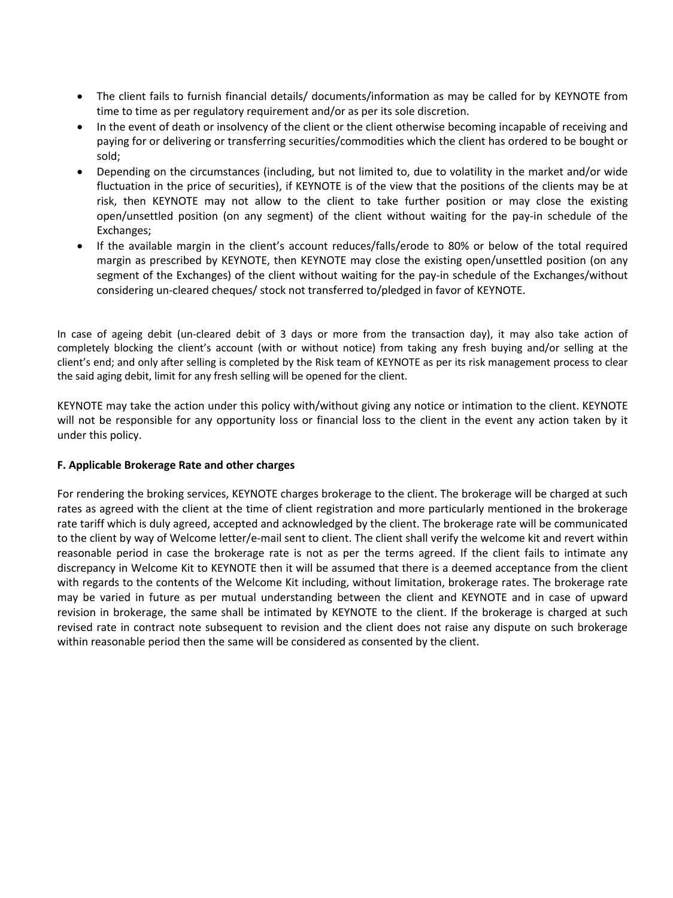- The client fails to furnish financial details/ documents/information as may be called for by KEYNOTE from time to time as per regulatory requirement and/or as per its sole discretion.
- In the event of death or insolvency of the client or the client otherwise becoming incapable of receiving and paying for or delivering or transferring securities/commodities which the client has ordered to be bought or sold;
- Depending on the circumstances (including, but not limited to, due to volatility in the market and/or wide fluctuation in the price of securities), if KEYNOTE is of the view that the positions of the clients may be at risk, then KEYNOTE may not allow to the client to take further position or may close the existing open/unsettled position (on any segment) of the client without waiting for the pay-in schedule of the Exchanges;
- If the available margin in the client's account reduces/falls/erode to 80% or below of the total required margin as prescribed by KEYNOTE, then KEYNOTE may close the existing open/unsettled position (on any segment of the Exchanges) of the client without waiting for the pay-in schedule of the Exchanges/without considering un-cleared cheques/ stock not transferred to/pledged in favor of KEYNOTE.

In case of ageing debit (un-cleared debit of 3 days or more from the transaction day), it may also take action of completely blocking the client's account (with or without notice) from taking any fresh buying and/or selling at the client's end; and only after selling is completed by the Risk team of KEYNOTE as per its risk management process to clear the said aging debit, limit for any fresh selling will be opened for the client.

KEYNOTE may take the action under this policy with/without giving any notice or intimation to the client. KEYNOTE will not be responsible for any opportunity loss or financial loss to the client in the event any action taken by it under this policy.

**F. Applicable Brokerage Rate and other charges**

For rendering the broking services, KEYNOTE charges brokerage to the client. The brokerage will be charged at such rates as agreed with the client at the time of client registration and more particularly mentioned in the brokerage rate tariff which is duly agreed, accepted and acknowledged by the client. The brokerage rate will be communicated to the client by way of Welcome letter/e-mail sent to client. The client shall verify the welcome kit and revert within reasonable period in case the brokerage rate is not as per the terms agreed. If the client fails to intimate any discrepancy in Welcome Kit to KEYNOTE then it will be assumed that there is a deemed acceptance from the client with regards to the contents of the Welcome Kit including, without limitation, brokerage rates. The brokerage rate may be varied in future as per mutual understanding between the client and KEYNOTE and in case of upward revision in brokerage, the same shall be intimated by KEYNOTE to the client. If the brokerage is charged at such revised rate in contract note subsequent to revision and the client does not raise any dispute on such brokerage within reasonable period then the same will be considered as consented by the client.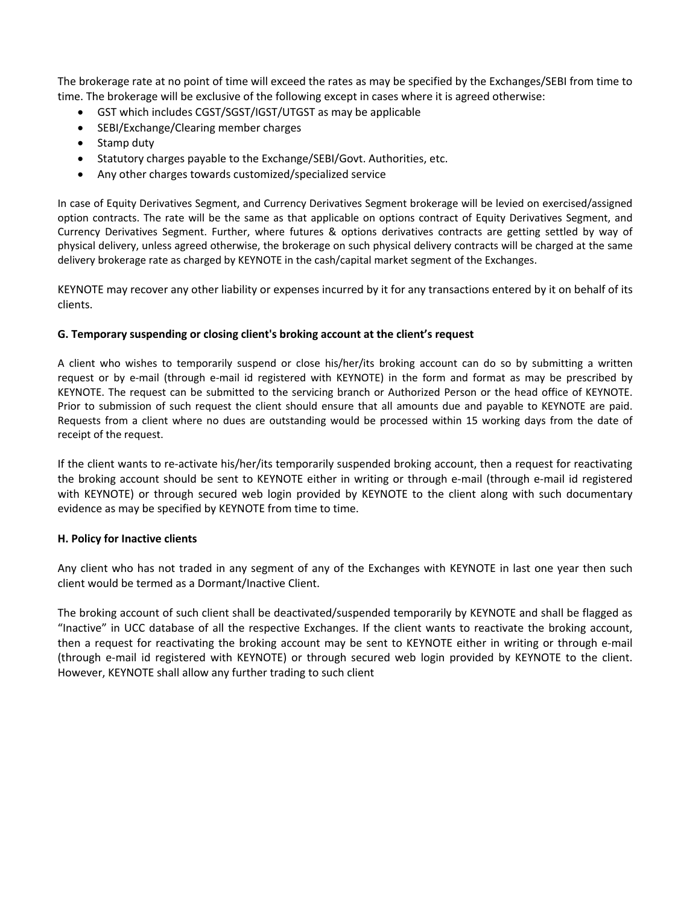The brokerage rate at no point of time will exceed the rates as may be specified by the Exchanges/SEBI from time to time. The brokerage will be exclusive of the following except in cases where it is agreed otherwise:

- GST which includes CGST/SGST/IGST/UTGST as may be applicable
- SEBI/Exchange/Clearing member charges
- Stamp duty
- Statutory charges payable to the Exchange/SEBI/Govt. Authorities, etc.
- Any other charges towards customized/specialized service

In case of Equity Derivatives Segment, and Currency Derivatives Segment brokerage will be levied on exercised/assigned option contracts. The rate will be the same as that applicable on options contract of Equity Derivatives Segment, and Currency Derivatives Segment. Further, where futures & options derivatives contracts are getting settled by way of physical delivery, unless agreed otherwise, the brokerage on such physical delivery contracts will be charged at the same delivery brokerage rate as charged by KEYNOTE in the cash/capital market segment of the Exchanges.

KEYNOTE may recover any other liability or expenses incurred by it for any transactions entered by it on behalf of its clients.

**G. Temporary suspending or closing client's broking account at the client's request**

A client who wishes to temporarily suspend or close his/her/its broking account can do so by submitting a written request or by e-mail (through e-mail id registered with KEYNOTE) in the form and format as may be prescribed by KEYNOTE. The request can be submitted to the servicing branch or Authorized Person or the head office of KEYNOTE. Prior to submission of such request the client should ensure that all amounts due and payable to KEYNOTE are paid. Requests from a client where no dues are outstanding would be processed within 15 working days from the date of receipt of the request.

If the client wants to re-activate his/her/its temporarily suspended broking account, then a request for reactivating the broking account should be sent to KEYNOTE either in writing or through e-mail (through e-mail id registered with KEYNOTE) or through secured web login provided by KEYNOTE to the client along with such documentary evidence as may be specified by KEYNOTE from time to time.

**H. Policy for Inactive clients**

Any client who has not traded in any segment of any of the Exchanges with KEYNOTE in last one year then such client would be termed as a Dormant/Inactive Client.

The broking account of such client shall be deactivated/suspended temporarily by KEYNOTE and shall be flagged as "Inactive" in UCC database of all the respective Exchanges. If the client wants to reactivate the broking account, then a request for reactivating the broking account may be sent to KEYNOTE either in writing or through e-mail (through e-mail id registered with KEYNOTE) or through secured web login provided by KEYNOTE to the client. However, KEYNOTE shall allow any further trading to such client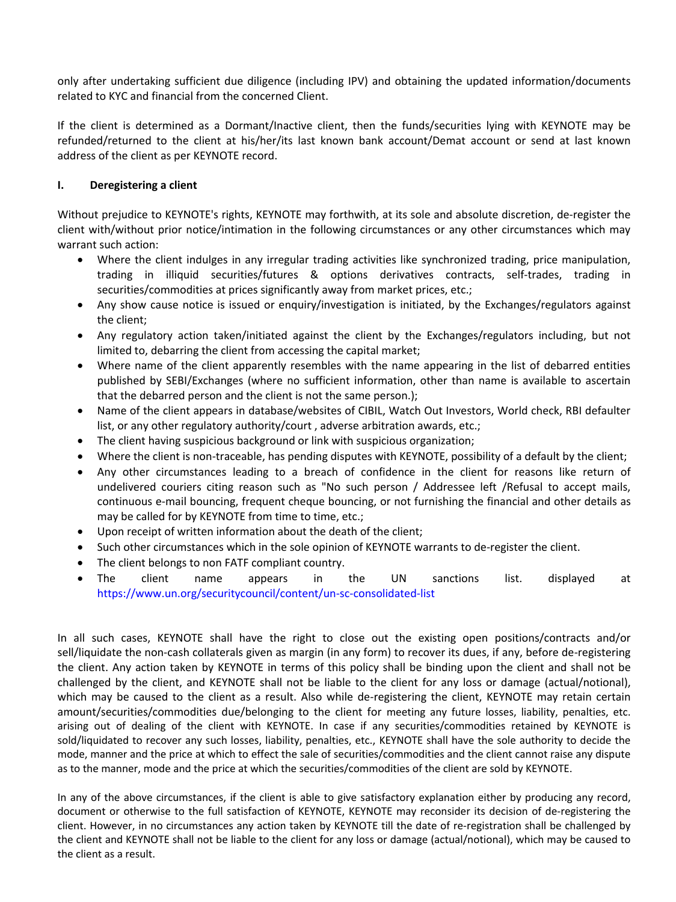only after undertaking sufficient due diligence (including IPV) and obtaining the updated information/documents related to KYC and financial from the concerned Client.

If the client is determined as a Dormant/Inactive client, then the funds/securities lying with KEYNOTE may be refunded/returned to the client at his/her/its last known bank account/Demat account or send at last known address of the client as per KEYNOTE record.

**I. Deregistering a client**

Without prejudice to KEYNOTE's rights, KEYNOTE may forthwith, at its sole and absolute discretion, de-register the client with/without prior notice/intimation in the following circumstances or any other circumstances which may warrant such action:

- Where the client indulges in any irregular trading activities like synchronized trading, price manipulation, trading in illiquid securities/futures & options derivatives contracts, self-trades, trading in securities/commodities at prices significantly away from market prices, etc.;
- Any show cause notice is issued or enquiry/investigation is initiated, by the Exchanges/regulators against the client;
- Any regulatory action taken/initiated against the client by the Exchanges/regulators including, but not limited to, debarring the client from accessing the capital market;
- Where name of the client apparently resembles with the name appearing in the list of debarred entities published by SEBI/Exchanges (where no sufficient information, other than name is available to ascertain that the debarred person and the client is not the same person.);
- Name of the client appears in database/websites of CIBIL, Watch Out Investors, World check, RBI defaulter list, or any other regulatory authority/court , adverse arbitration awards, etc.;
- The client having suspicious background or link with suspicious organization;
- Where the client is non-traceable, has pending disputes with KEYNOTE, possibility of a default by the client;
- Any other circumstances leading to a breach of confidence in the client for reasons like return of undelivered couriers citing reason such as "No such person / Addressee left /Refusal to accept mails, continuous e-mail bouncing, frequent cheque bouncing, or not furnishing the financial and other details as may be called for by KEYNOTE from time to time, etc.;
- Upon receipt of written information about the death of the client;
- Such other circumstances which in the sole opinion of KEYNOTE warrants to de-register the client.
- The client belongs to non FATF compliant country.
- The client name appears in the UN sanctions list. displayed at https://www.un.org/securitycouncil/content/un-sc-consolidated-list

In all such cases, KEYNOTE shall have the right to close out the existing open positions/contracts and/or sell/liquidate the non-cash collaterals given as margin (in any form) to recover its dues, if any, before de-registering the client. Any action taken by KEYNOTE in terms of this policy shall be binding upon the client and shall not be challenged by the client, and KEYNOTE shall not be liable to the client for any loss or damage (actual/notional), which may be caused to the client as a result. Also while de-registering the client, KEYNOTE may retain certain amount/securities/commodities due/belonging to the client for meeting any future losses, liability, penalties, etc. arising out of dealing of the client with KEYNOTE. In case if any securities/commodities retained by KEYNOTE is sold/liquidated to recover any such losses, liability, penalties, etc., KEYNOTE shall have the sole authority to decide the mode, manner and the price at which to effect the sale of securities/commodities and the client cannot raise any dispute as to the manner, mode and the price at which the securities/commodities of the client are sold by KEYNOTE.

In any of the above circumstances, if the client is able to give satisfactory explanation either by producing any record, document or otherwise to the full satisfaction of KEYNOTE, KEYNOTE may reconsider its decision of de-registering the client. However, in no circumstances any action taken by KEYNOTE till the date of re-registration shall be challenged by the client and KEYNOTE shall not be liable to the client for any loss or damage (actual/notional), which may be caused to the client as a result.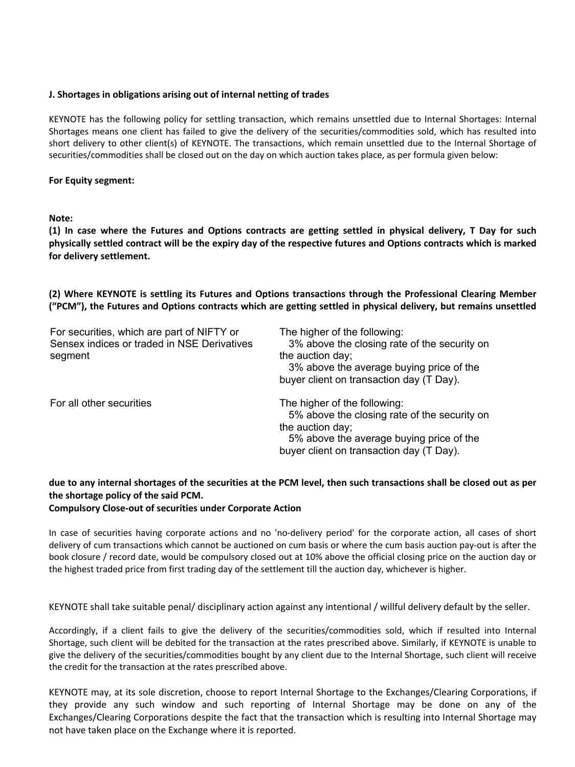**J. Shortages in obligations arising out of internal netting of trades**

KEYNOTE has the following policy for settling transaction, which remains unsettled due to Internal Shortages: Internal Shortages means one client has failed to give the delivery of the securities/commodities sold, which has resulted into short delivery to other client(s) of KEYNOTE. The transactions, which remain unsettled due to the Internal Shortage of securities/commodities shall be closed out on the day on which auction takes place, as per formula given below:

**For Equity segment:**

| | |
|---|---|
| For securities, which are part of NIFTY or Sensex indices or traded in NSE Derivatives segment | The higher of the following:<br>3% above the closing rate of the security on the auction day;<br>3% above the average buying price of the buyer client on transaction day (T Day). |
| For all other securities | The higher of the following:<br>5% above the closing rate of the security on the auction day;<br>5% above the average buying price of the buyer client on transaction day (T Day). |

**Note:**

**(1) In case where the Futures and Options contracts are getting settled in physical delivery, T Day for such physically settled contract will be the expiry day of the respective futures and Options contracts which is marked for delivery settlement.**

**(2) Where KEYNOTE is settling its Futures and Options transactions through the Professional Clearing Member ("PCM"), the Futures and Options contracts which are getting settled in physical delivery, but remains unsettled due to any internal shortages of the securities at the PCM level, then such transactions shall be closed out as per the shortage policy of the said PCM.**

**Compulsory Close-out of securities under Corporate Action**

In case of securities having corporate actions and no 'no-delivery period' for the corporate action, all cases of short delivery of cum transactions which cannot be auctioned on cum basis or where the cum basis auction pay-out is after the book closure / record date, would be compulsory closed out at 10% above the official closing price on the auction day or the highest traded price from first trading day of the settlement till the auction day, whichever is higher.

KEYNOTE shall take suitable penal/ disciplinary action against any intentional / willful delivery default by the seller.

Accordingly, if a client fails to give the delivery of the securities/commodities sold, which if resulted into Internal Shortage, such client will be debited for the transaction at the rates prescribed above. Similarly, if KEYNOTE is unable to give the delivery of the securities/commodities bought by any client due to the Internal Shortage, such client will receive the credit for the transaction at the rates prescribed above.

KEYNOTE may, at its sole discretion, choose to report Internal Shortage to the Exchanges/Clearing Corporations, if they provide any such window and such reporting of Internal Shortage may be done on any of the Exchanges/Clearing Corporations despite the fact that the transaction which is resulting into Internal Shortage may not have taken place on the Exchange where it is reported.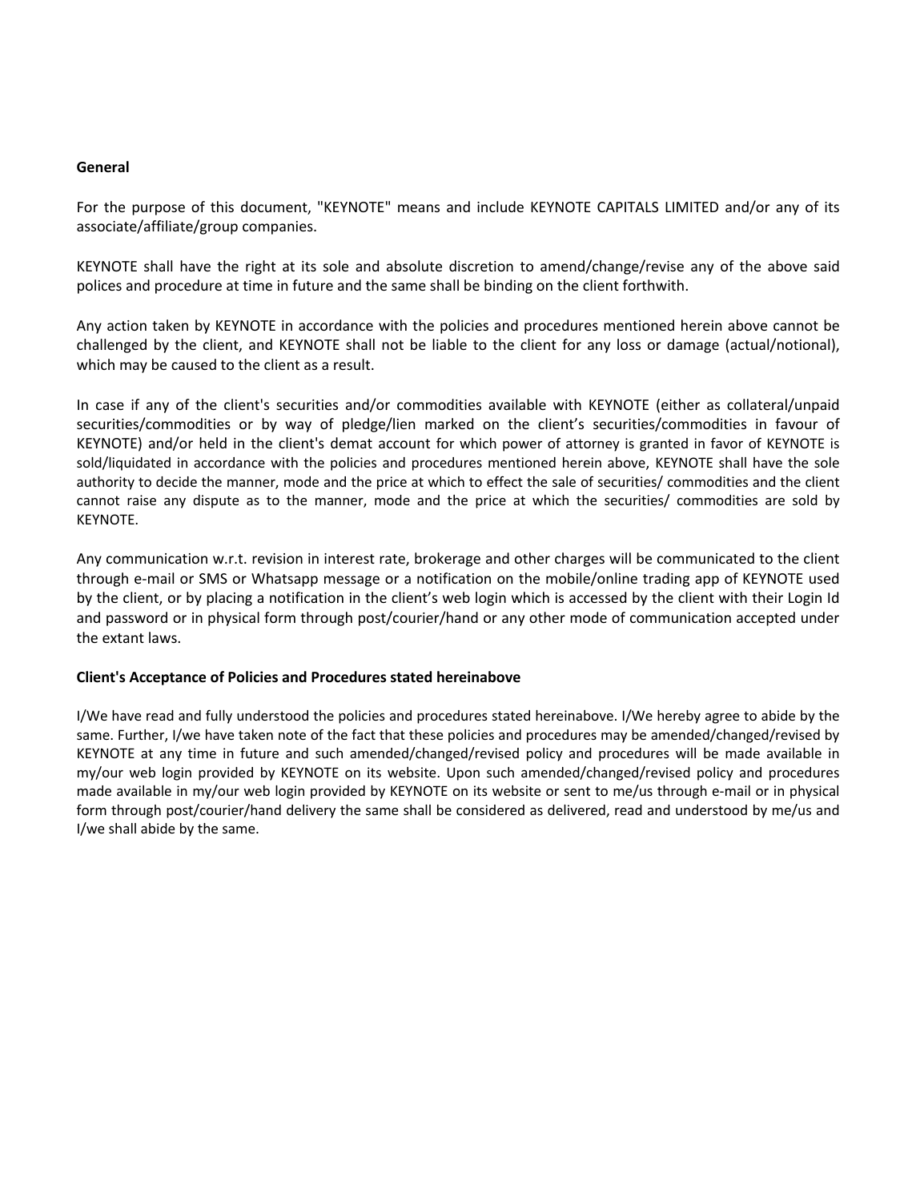**General**

For the purpose of this document, "KEYNOTE" means and include KEYNOTE CAPITALS LIMITED and/or any of its associate/affiliate/group companies.

KEYNOTE shall have the right at its sole and absolute discretion to amend/change/revise any of the above said polices and procedure at time in future and the same shall be binding on the client forthwith.

Any action taken by KEYNOTE in accordance with the policies and procedures mentioned herein above cannot be challenged by the client, and KEYNOTE shall not be liable to the client for any loss or damage (actual/notional), which may be caused to the client as a result.

In case if any of the client's securities and/or commodities available with KEYNOTE (either as collateral/unpaid securities/commodities or by way of pledge/lien marked on the client's securities/commodities in favour of KEYNOTE) and/or held in the client's demat account for which power of attorney is granted in favor of KEYNOTE is sold/liquidated in accordance with the policies and procedures mentioned herein above, KEYNOTE shall have the sole authority to decide the manner, mode and the price at which to effect the sale of securities/ commodities and the client cannot raise any dispute as to the manner, mode and the price at which the securities/ commodities are sold by KEYNOTE.

Any communication w.r.t. revision in interest rate, brokerage and other charges will be communicated to the client through e-mail or SMS or Whatsapp message or a notification on the mobile/online trading app of KEYNOTE used by the client, or by placing a notification in the client's web login which is accessed by the client with their Login Id and password or in physical form through post/courier/hand or any other mode of communication accepted under the extant laws.

**Client's Acceptance of Policies and Procedures stated hereinabove**

I/We have read and fully understood the policies and procedures stated hereinabove. I/We hereby agree to abide by the same. Further, I/we have taken note of the fact that these policies and procedures may be amended/changed/revised by KEYNOTE at any time in future and such amended/changed/revised policy and procedures will be made available in my/our web login provided by KEYNOTE on its website. Upon such amended/changed/revised policy and procedures made available in my/our web login provided by KEYNOTE on its website or sent to me/us through e-mail or in physical form through post/courier/hand delivery the same shall be considered as delivered, read and understood by me/us and I/we shall abide by the same.